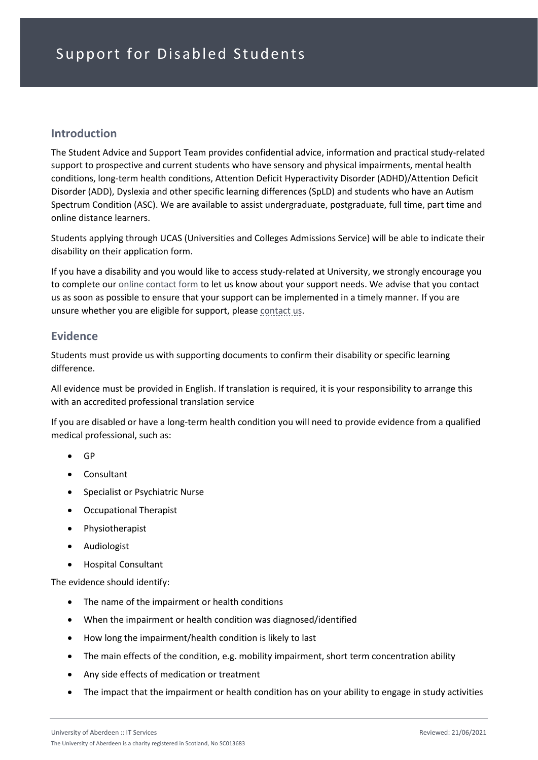# Support for Disabled Students

## Introduction

The Student Advice and Support Team provides confidential advice, information and practical study-related support to prospective and current students who have sensory and physical impairments, mental health conditions, long-term health conditions, Attention Deficit Hyperactivity Disorder (ADHD)/Attention Deficit Disorder (ADD), Dyslexia and other specific learning differences (SpLD) and students who have an Autism Spectrum Condition (ASC). We are available to assist undergraduate, postgraduate, full time, part time and online distance learners.

Students applying through UCAS (Universities and Colleges Admissions Service) will be able to indicate their disability on their application form.

If you have a disability and you would like to access study-related at University, we strongly encourage you to complete our online contact form to let us know about your support needs. We advise that you contact us as soon as possible to ensure that your support can be implemented in a timely manner. If you are unsure whether you are eligible for support, please contact us.

## Evidence

Students must provide us with supporting documents to confirm their disability or specific learning difference.

All evidence must be provided in English. If translation is required, it is your responsibility to arrange this with an accredited professional translation service

If you are disabled or have a long-term health condition you will need to provide evidence from a qualified medical professional, such as:

- GP
- Consultant
- Specialist or Psychiatric Nurse
- Occupational Therapist
- Physiotherapist
- Audiologist
- Hospital Consultant

The evidence should identify:

- The name of the impairment or health conditions
- When the impairment or health condition was diagnosed/identified
- How long the impairment/health condition is likely to last
- The main effects of the condition, e.g. mobility impairment, short term concentration ability
- Any side effects of medication or treatment
- The impact that the impairment or health condition has on your ability to engage in study activities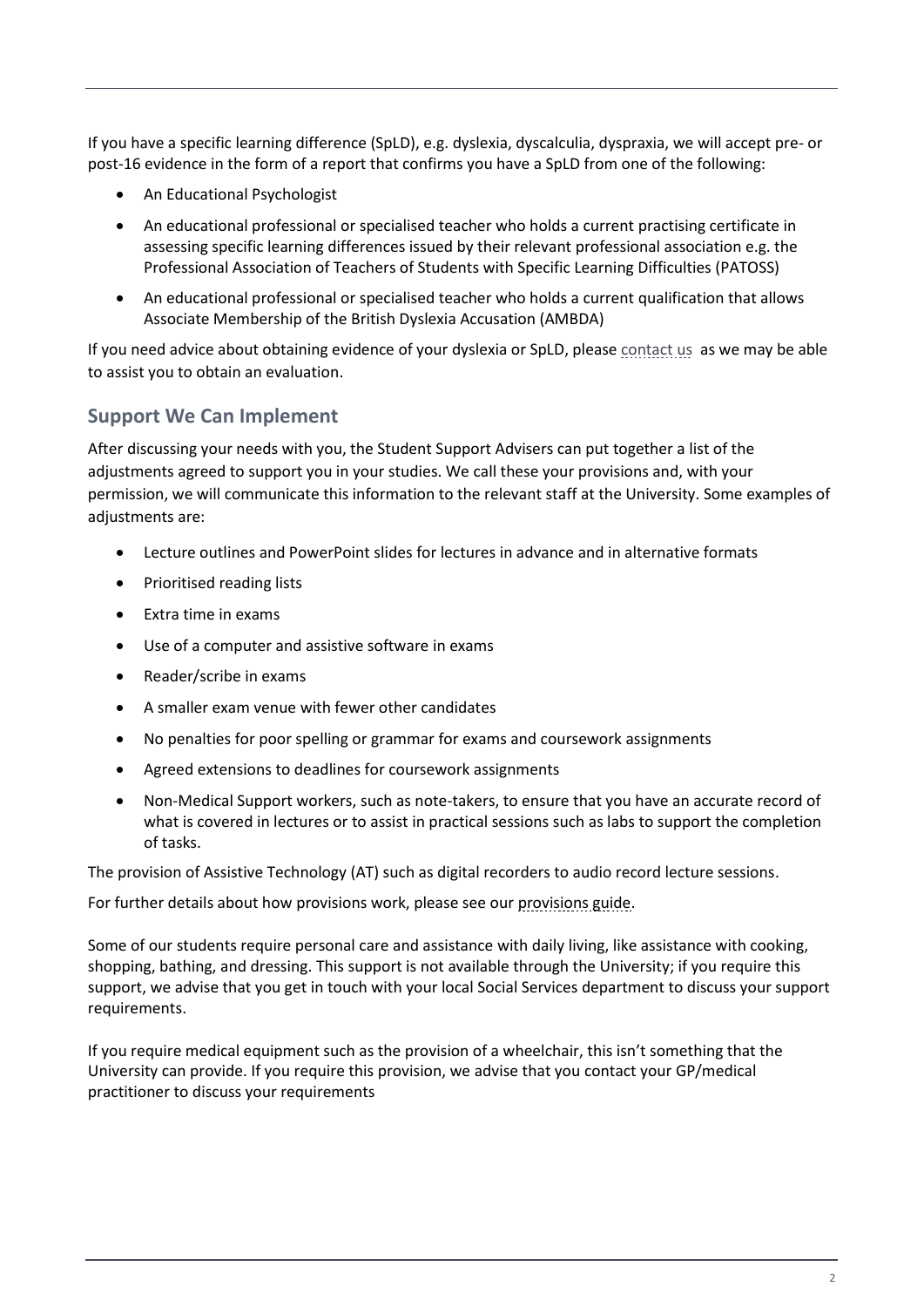If you have a specific learning difference (SpLD), e.g. dyslexia, dyscalculia, dyspraxia, we will accept pre- or post-16 evidence in the form of a report that confirms you have a SpLD from one of the following:

- An Educational Psychologist
- An educational professional or specialised teacher who holds a current practising certificate in assessing specific learning differences issued by their relevant professional association e.g. the Professional Association of Teachers of Students with Specific Learning Difficulties (PATOSS)
- An educational professional or specialised teacher who holds a current qualification that allows Associate Membership of the British Dyslexia Accusation (AMBDA)

If you need advice about obtaining evidence of your dyslexia or SpLD, please contact us as we may be able to assist you to obtain an evaluation.

## Support We Can Implement

After discussing your needs with you, the Student Support Advisers can put together a list of the adjustments agreed to support you in your studies. We call these your provisions and, with your permission, we will communicate this information to the relevant staff at the University. Some examples of adjustments are:

- Lecture outlines and PowerPoint slides for lectures in advance and in alternative formats
- Prioritised reading lists
- Extra time in exams
- Use of a computer and assistive software in exams
- Reader/scribe in exams
- A smaller exam venue with fewer other candidates
- No penalties for poor spelling or grammar for exams and coursework assignments
- Agreed extensions to deadlines for coursework assignments
- Non-Medical Support workers, such as note-takers, to ensure that you have an accurate record of what is covered in lectures or to assist in practical sessions such as labs to support the completion of tasks.

The provision of Assistive Technology (AT) such as digital recorders to audio record lecture sessions.

For further details about how provisions work, please see our provisions guide.

Some of our students require personal care and assistance with daily living, like assistance with cooking, shopping, bathing, and dressing. This support is not available through the University; if you require this support, we advise that you get in touch with your local Social Services department to discuss your support requirements.

If you require medical equipment such as the provision of a wheelchair, this isn't something that the University can provide. If you require this provision, we advise that you contact your GP/medical practitioner to discuss your requirements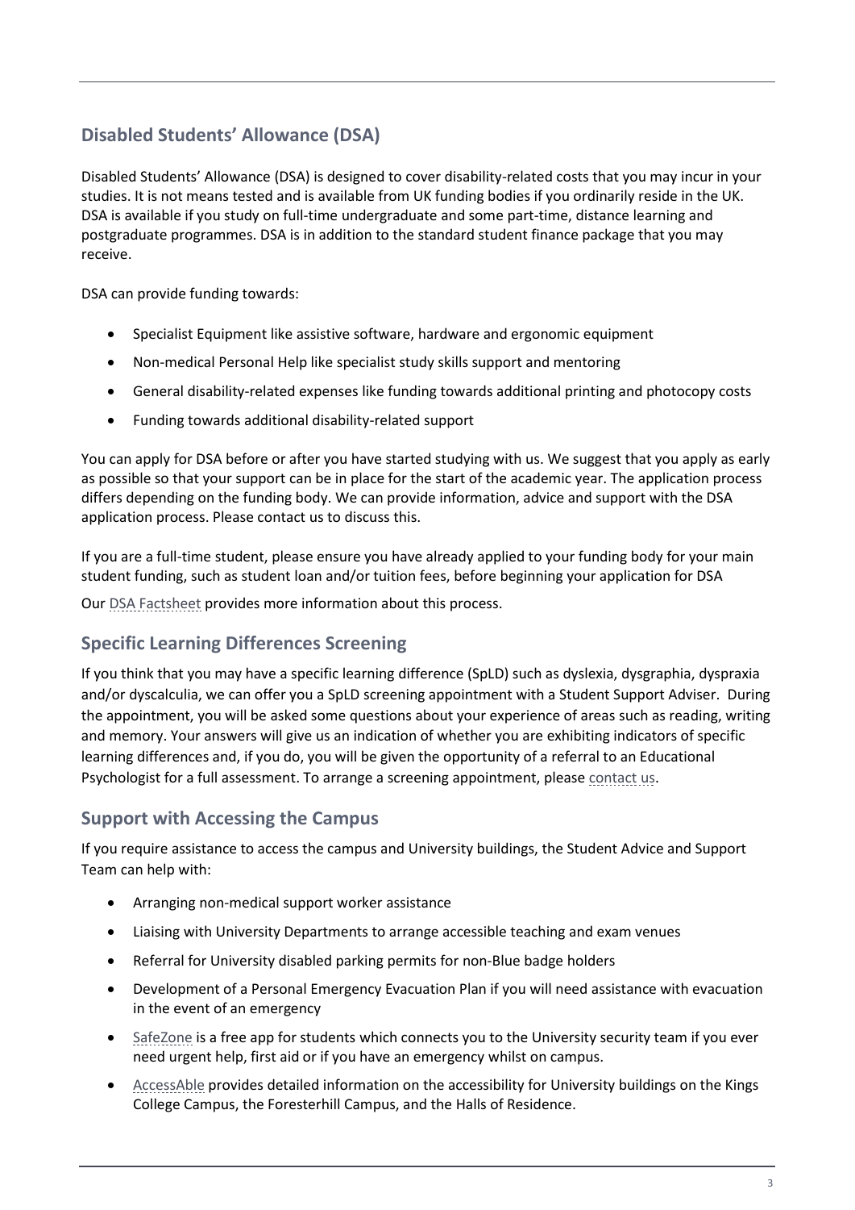## Disabled Students' Allowance (DSA)

Disabled Students' Allowance (DSA) is designed to cover disability-related costs that you may incur in your studies. It is not means tested and is available from UK funding bodies if you ordinarily reside in the UK. DSA is available if you study on full-time undergraduate and some part-time, distance learning and postgraduate programmes. DSA is in addition to the standard student finance package that you may receive.

DSA can provide funding towards:

- Specialist Equipment like assistive software, hardware and ergonomic equipment
- Non-medical Personal Help like specialist study skills support and mentoring
- General disability-related expenses like funding towards additional printing and photocopy costs
- Funding towards additional disability-related support

You can apply for DSA before or after you have started studying with us. We suggest that you apply as early as possible so that your support can be in place for the start of the academic year. The application process differs depending on the funding body. We can provide information, advice and support with the DSA application process. Please contact us to discuss this.

If you are a full-time student, please ensure you have already applied to your funding body for your main student funding, such as student loan and/or tuition fees, before beginning your application for DSA

Our DSA Factsheet provides more information about this process.

## Specific Learning Differences Screening

If you think that you may have a specific learning difference (SpLD) such as dyslexia, dysgraphia, dyspraxia and/or dyscalculia, we can offer you a SpLD screening appointment with a Student Support Adviser. During the appointment, you will be asked some questions about your experience of areas such as reading, writing and memory. Your answers will give us an indication of whether you are exhibiting indicators of specific learning differences and, if you do, you will be given the opportunity of a referral to an Educational Psychologist for a full assessment. To arrange a screening appointment, please contact us.

## Support with Accessing the Campus

If you require assistance to access the campus and University buildings, the Student Advice and Support Team can help with:

- Arranging non-medical support worker assistance
- Liaising with University Departments to arrange accessible teaching and exam venues
- Referral for University disabled parking permits for non-Blue badge holders
- Development of a Personal Emergency Evacuation Plan if you will need assistance with evacuation in the event of an emergency
- SafeZone is a free app for students which connects you to the University security team if you ever need urgent help, first aid or if you have an emergency whilst on campus.
- AccessAble provides detailed information on the accessibility for University buildings on the Kings College Campus, the Foresterhill Campus, and the Halls of Residence.